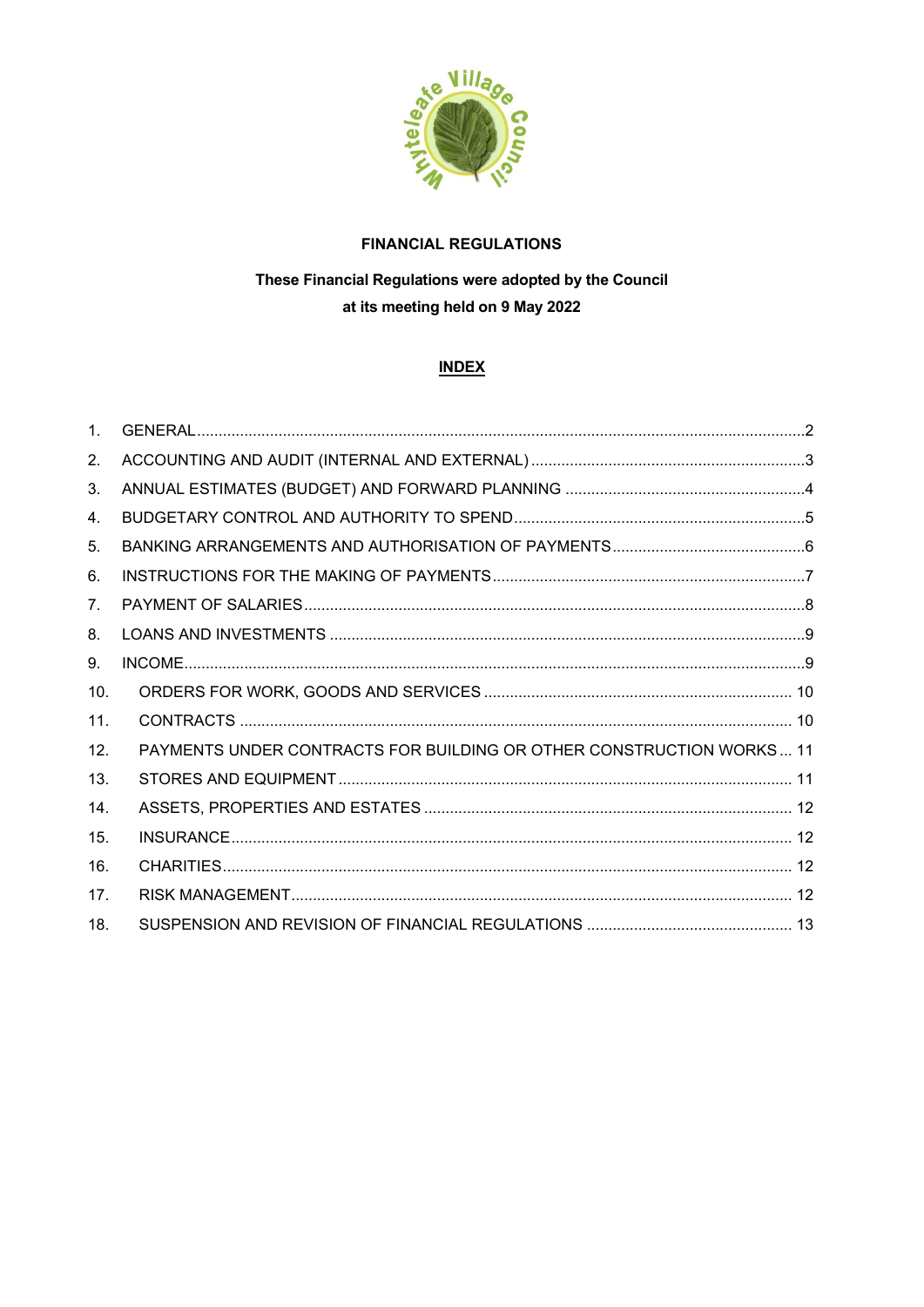**FINANCIAL REGULATIONS**

**These Financial Regulations were adopted by the Council at its meeting held on 9 May 2022**

## INDEX

1. GENERAL ........................................ 2
2. ACCOUNTING AND AUDIT (INTERNAL AND EXTERNAL) ........................................ 3
3. ANNUAL ESTIMATES (BUDGET) AND FORWARD PLANNING ........................................ 4
4. BUDGETARY CONTROL AND AUTHORITY TO SPEND ........................................ 5
5. BANKING ARRANGEMENTS AND AUTHORISATION OF PAYMENTS ........................................ 6
6. INSTRUCTIONS FOR THE MAKING OF PAYMENTS ........................................ 7
7. PAYMENT OF SALARIES ........................................ 8
8. LOANS AND INVESTMENTS ........................................ 9
9. INCOME ........................................ 9
10. ORDERS FOR WORK, GOODS AND SERVICES ........................................ 10
11. CONTRACTS ........................................ 10
12. PAYMENTS UNDER CONTRACTS FOR BUILDING OR OTHER CONSTRUCTION WORKS ... 11
13. STORES AND EQUIPMENT ........................................ 11
14. ASSETS, PROPERTIES AND ESTATES ........................................ 12
15. INSURANCE ........................................ 12
16. CHARITIES ........................................ 12
17. RISK MANAGEMENT ........................................ 12
18. SUSPENSION AND REVISION OF FINANCIAL REGULATIONS ........................................ 13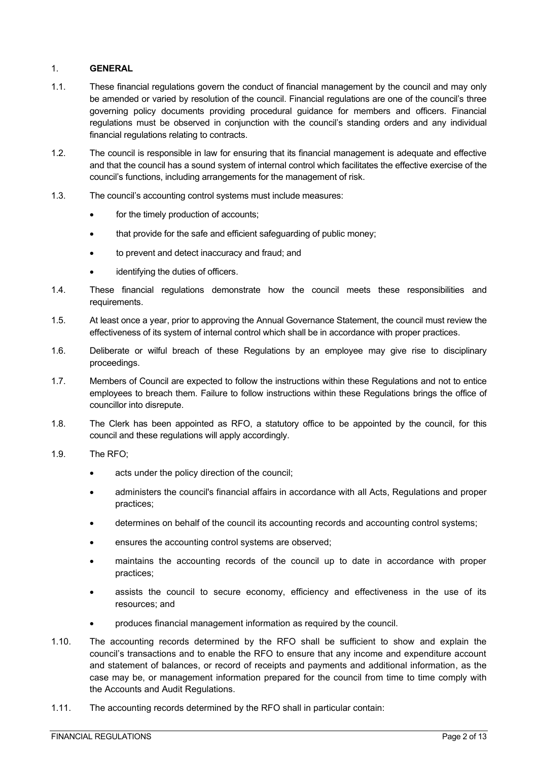## 1. GENERAL

1.1. These financial regulations govern the conduct of financial management by the council and may only be amended or varied by resolution of the council. Financial regulations are one of the council's three governing policy documents providing procedural guidance for members and officers. Financial regulations must be observed in conjunction with the council's standing orders and any individual financial regulations relating to contracts.

1.2. The council is responsible in law for ensuring that its financial management is adequate and effective and that the council has a sound system of internal control which facilitates the effective exercise of the council's functions, including arrangements for the management of risk.

1.3. The council's accounting control systems must include measures:

- for the timely production of accounts;
- that provide for the safe and efficient safeguarding of public money;
- to prevent and detect inaccuracy and fraud; and
- identifying the duties of officers.

1.4. These financial regulations demonstrate how the council meets these responsibilities and requirements.

1.5. At least once a year, prior to approving the Annual Governance Statement, the council must review the effectiveness of its system of internal control which shall be in accordance with proper practices.

1.6. Deliberate or wilful breach of these Regulations by an employee may give rise to disciplinary proceedings.

1.7. Members of Council are expected to follow the instructions within these Regulations and not to entice employees to breach them. Failure to follow instructions within these Regulations brings the office of councillor into disrepute.

1.8. The Clerk has been appointed as RFO, a statutory office to be appointed by the council, for this council and these regulations will apply accordingly.

1.9. The RFO;

- acts under the policy direction of the council;
- administers the council's financial affairs in accordance with all Acts, Regulations and proper practices;
- determines on behalf of the council its accounting records and accounting control systems;
- ensures the accounting control systems are observed;
- maintains the accounting records of the council up to date in accordance with proper practices;
- assists the council to secure economy, efficiency and effectiveness in the use of its resources; and
- produces financial management information as required by the council.

1.10. The accounting records determined by the RFO shall be sufficient to show and explain the council's transactions and to enable the RFO to ensure that any income and expenditure account and statement of balances, or record of receipts and payments and additional information, as the case may be, or management information prepared for the council from time to time comply with the Accounts and Audit Regulations.

1.11. The accounting records determined by the RFO shall in particular contain: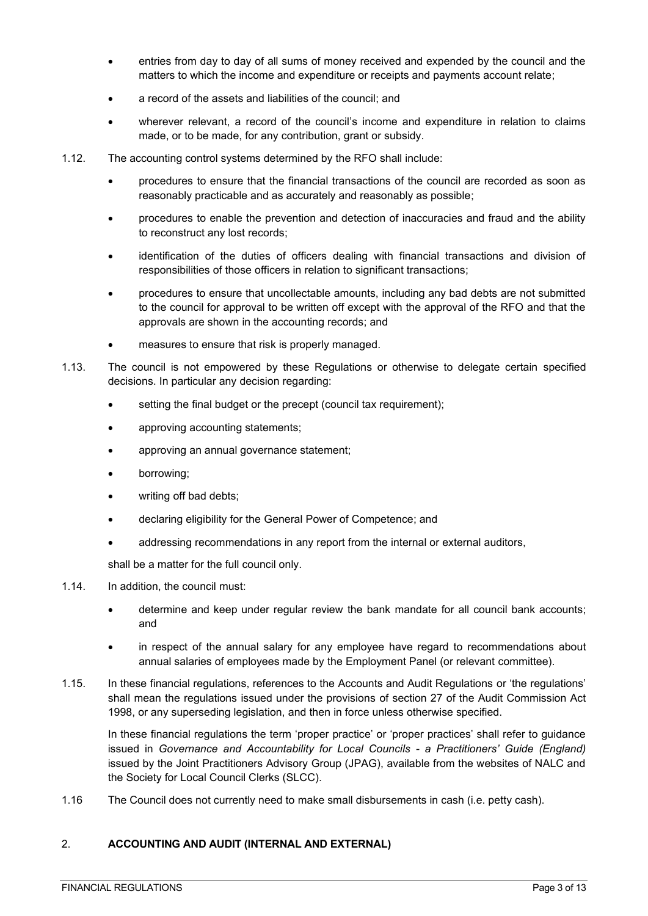- entries from day to day of all sums of money received and expended by the council and the matters to which the income and expenditure or receipts and payments account relate;
- a record of the assets and liabilities of the council; and
- wherever relevant, a record of the council's income and expenditure in relation to claims made, or to be made, for any contribution, grant or subsidy.

1.12. The accounting control systems determined by the RFO shall include:

- procedures to ensure that the financial transactions of the council are recorded as soon as reasonably practicable and as accurately and reasonably as possible;
- procedures to enable the prevention and detection of inaccuracies and fraud and the ability to reconstruct any lost records;
- identification of the duties of officers dealing with financial transactions and division of responsibilities of those officers in relation to significant transactions;
- procedures to ensure that uncollectable amounts, including any bad debts are not submitted to the council for approval to be written off except with the approval of the RFO and that the approvals are shown in the accounting records; and
- measures to ensure that risk is properly managed.

1.13. The council is not empowered by these Regulations or otherwise to delegate certain specified decisions. In particular any decision regarding:

- setting the final budget or the precept (council tax requirement);
- approving accounting statements;
- approving an annual governance statement;
- borrowing;
- writing off bad debts;
- declaring eligibility for the General Power of Competence; and
- addressing recommendations in any report from the internal or external auditors,

shall be a matter for the full council only.

1.14. In addition, the council must:

- determine and keep under regular review the bank mandate for all council bank accounts; and
- in respect of the annual salary for any employee have regard to recommendations about annual salaries of employees made by the Employment Panel (or relevant committee).

1.15. In these financial regulations, references to the Accounts and Audit Regulations or 'the regulations' shall mean the regulations issued under the provisions of section 27 of the Audit Commission Act 1998, or any superseding legislation, and then in force unless otherwise specified.

In these financial regulations the term 'proper practice' or 'proper practices' shall refer to guidance issued in *Governance and Accountability for Local Councils - a Practitioners' Guide (England)* issued by the Joint Practitioners Advisory Group (JPAG), available from the websites of NALC and the Society for Local Council Clerks (SLCC).

1.16 The Council does not currently need to make small disbursements in cash (i.e. petty cash).

## 2. ACCOUNTING AND AUDIT (INTERNAL AND EXTERNAL)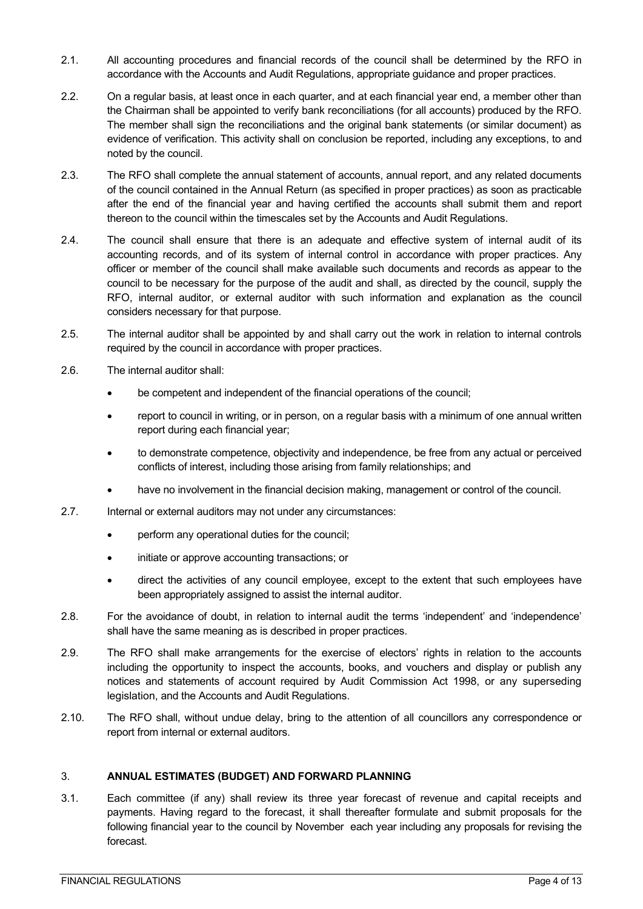2.1. All accounting procedures and financial records of the council shall be determined by the RFO in accordance with the Accounts and Audit Regulations, appropriate guidance and proper practices.

2.2. On a regular basis, at least once in each quarter, and at each financial year end, a member other than the Chairman shall be appointed to verify bank reconciliations (for all accounts) produced by the RFO. The member shall sign the reconciliations and the original bank statements (or similar document) as evidence of verification. This activity shall on conclusion be reported, including any exceptions, to and noted by the council.

2.3. The RFO shall complete the annual statement of accounts, annual report, and any related documents of the council contained in the Annual Return (as specified in proper practices) as soon as practicable after the end of the financial year and having certified the accounts shall submit them and report thereon to the council within the timescales set by the Accounts and Audit Regulations.

2.4. The council shall ensure that there is an adequate and effective system of internal audit of its accounting records, and of its system of internal control in accordance with proper practices. Any officer or member of the council shall make available such documents and records as appear to the council to be necessary for the purpose of the audit and shall, as directed by the council, supply the RFO, internal auditor, or external auditor with such information and explanation as the council considers necessary for that purpose.

2.5. The internal auditor shall be appointed by and shall carry out the work in relation to internal controls required by the council in accordance with proper practices.

2.6. The internal auditor shall:

- be competent and independent of the financial operations of the council;
- report to council in writing, or in person, on a regular basis with a minimum of one annual written report during each financial year;
- to demonstrate competence, objectivity and independence, be free from any actual or perceived conflicts of interest, including those arising from family relationships; and
- have no involvement in the financial decision making, management or control of the council.

2.7. Internal or external auditors may not under any circumstances:

- perform any operational duties for the council;
- initiate or approve accounting transactions; or
- direct the activities of any council employee, except to the extent that such employees have been appropriately assigned to assist the internal auditor.

2.8. For the avoidance of doubt, in relation to internal audit the terms 'independent' and 'independence' shall have the same meaning as is described in proper practices.

2.9. The RFO shall make arrangements for the exercise of electors' rights in relation to the accounts including the opportunity to inspect the accounts, books, and vouchers and display or publish any notices and statements of account required by Audit Commission Act 1998, or any superseding legislation, and the Accounts and Audit Regulations.

2.10. The RFO shall, without undue delay, bring to the attention of all councillors any correspondence or report from internal or external auditors.

## 3. ANNUAL ESTIMATES (BUDGET) AND FORWARD PLANNING

3.1. Each committee (if any) shall review its three year forecast of revenue and capital receipts and payments. Having regard to the forecast, it shall thereafter formulate and submit proposals for the following financial year to the council by November each year including any proposals for revising the forecast.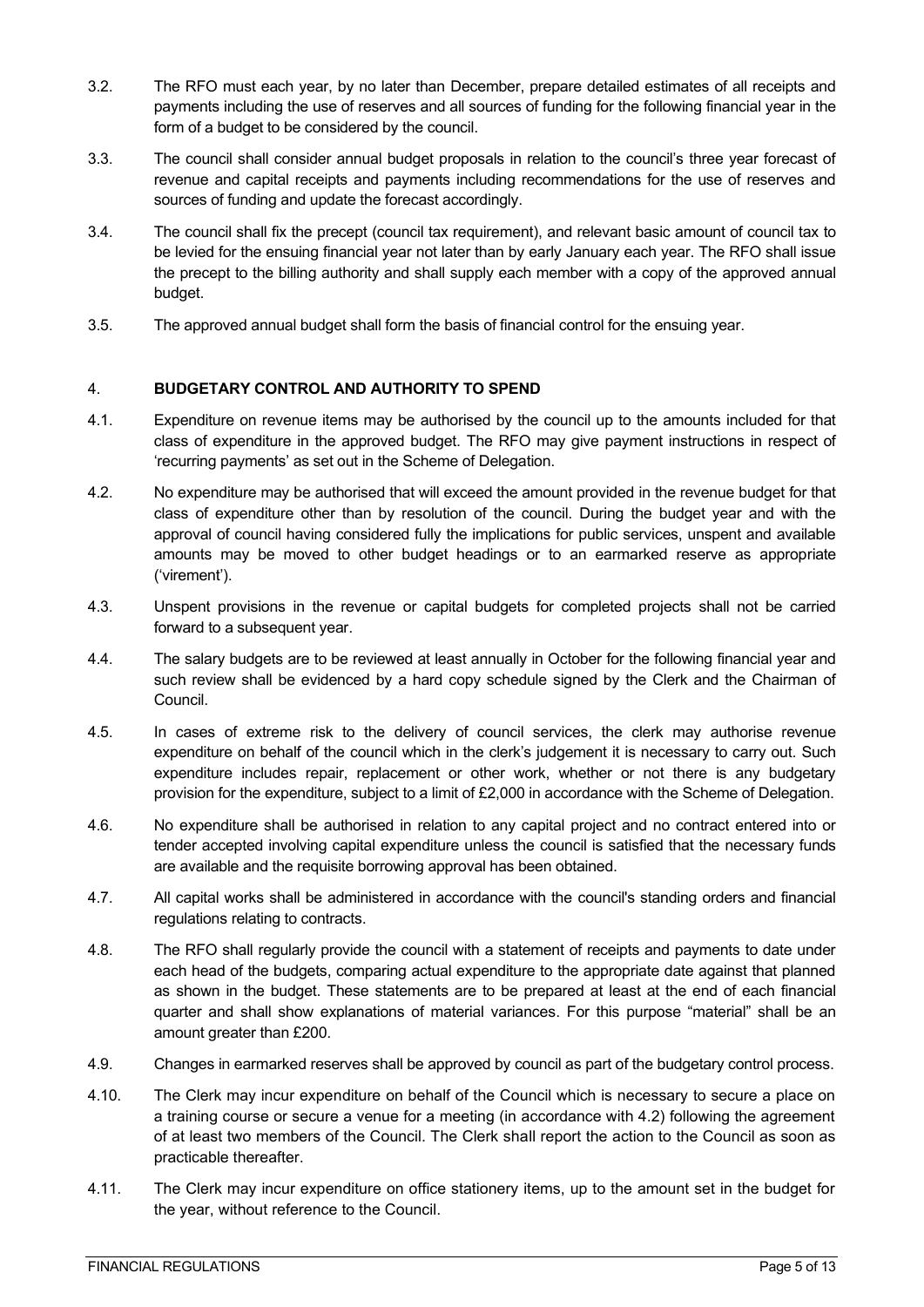3.2. The RFO must each year, by no later than December, prepare detailed estimates of all receipts and payments including the use of reserves and all sources of funding for the following financial year in the form of a budget to be considered by the council.

3.3. The council shall consider annual budget proposals in relation to the council's three year forecast of revenue and capital receipts and payments including recommendations for the use of reserves and sources of funding and update the forecast accordingly.

3.4. The council shall fix the precept (council tax requirement), and relevant basic amount of council tax to be levied for the ensuing financial year not later than by early January each year. The RFO shall issue the precept to the billing authority and shall supply each member with a copy of the approved annual budget.

3.5. The approved annual budget shall form the basis of financial control for the ensuing year.

## 4. BUDGETARY CONTROL AND AUTHORITY TO SPEND

4.1. Expenditure on revenue items may be authorised by the council up to the amounts included for that class of expenditure in the approved budget. The RFO may give payment instructions in respect of 'recurring payments' as set out in the Scheme of Delegation.

4.2. No expenditure may be authorised that will exceed the amount provided in the revenue budget for that class of expenditure other than by resolution of the council. During the budget year and with the approval of council having considered fully the implications for public services, unspent and available amounts may be moved to other budget headings or to an earmarked reserve as appropriate ('virement').

4.3. Unspent provisions in the revenue or capital budgets for completed projects shall not be carried forward to a subsequent year.

4.4. The salary budgets are to be reviewed at least annually in October for the following financial year and such review shall be evidenced by a hard copy schedule signed by the Clerk and the Chairman of Council.

4.5. In cases of extreme risk to the delivery of council services, the clerk may authorise revenue expenditure on behalf of the council which in the clerk's judgement it is necessary to carry out. Such expenditure includes repair, replacement or other work, whether or not there is any budgetary provision for the expenditure, subject to a limit of £2,000 in accordance with the Scheme of Delegation.

4.6. No expenditure shall be authorised in relation to any capital project and no contract entered into or tender accepted involving capital expenditure unless the council is satisfied that the necessary funds are available and the requisite borrowing approval has been obtained.

4.7. All capital works shall be administered in accordance with the council's standing orders and financial regulations relating to contracts.

4.8. The RFO shall regularly provide the council with a statement of receipts and payments to date under each head of the budgets, comparing actual expenditure to the appropriate date against that planned as shown in the budget. These statements are to be prepared at least at the end of each financial quarter and shall show explanations of material variances. For this purpose "material" shall be an amount greater than £200.

4.9. Changes in earmarked reserves shall be approved by council as part of the budgetary control process.

4.10. The Clerk may incur expenditure on behalf of the Council which is necessary to secure a place on a training course or secure a venue for a meeting (in accordance with 4.2) following the agreement of at least two members of the Council. The Clerk shall report the action to the Council as soon as practicable thereafter.

4.11. The Clerk may incur expenditure on office stationery items, up to the amount set in the budget for the year, without reference to the Council.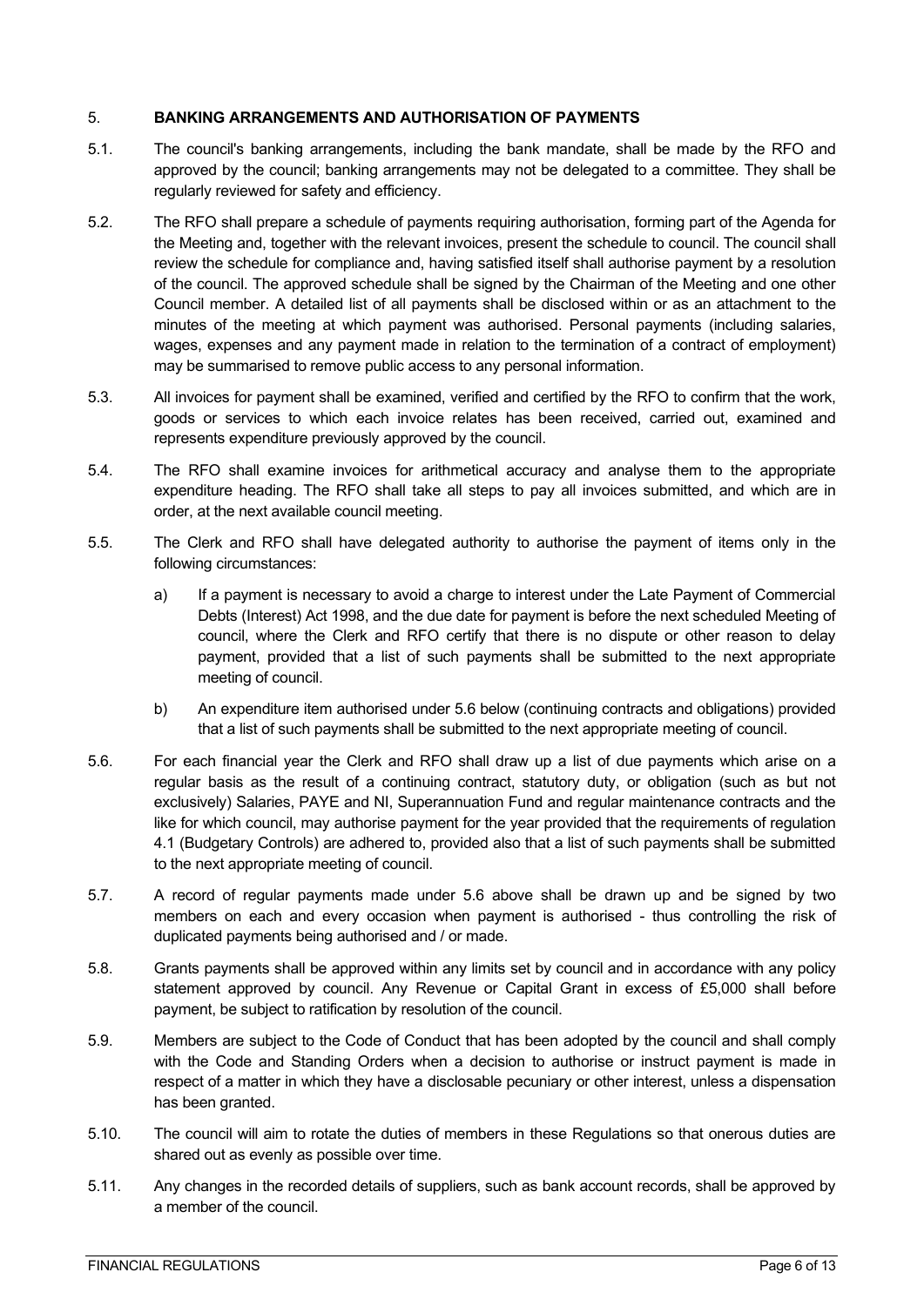## 5. BANKING ARRANGEMENTS AND AUTHORISATION OF PAYMENTS

5.1. The council's banking arrangements, including the bank mandate, shall be made by the RFO and approved by the council; banking arrangements may not be delegated to a committee. They shall be regularly reviewed for safety and efficiency.

5.2. The RFO shall prepare a schedule of payments requiring authorisation, forming part of the Agenda for the Meeting and, together with the relevant invoices, present the schedule to council. The council shall review the schedule for compliance and, having satisfied itself shall authorise payment by a resolution of the council. The approved schedule shall be signed by the Chairman of the Meeting and one other Council member. A detailed list of all payments shall be disclosed within or as an attachment to the minutes of the meeting at which payment was authorised. Personal payments (including salaries, wages, expenses and any payment made in relation to the termination of a contract of employment) may be summarised to remove public access to any personal information.

5.3. All invoices for payment shall be examined, verified and certified by the RFO to confirm that the work, goods or services to which each invoice relates has been received, carried out, examined and represents expenditure previously approved by the council.

5.4. The RFO shall examine invoices for arithmetical accuracy and analyse them to the appropriate expenditure heading. The RFO shall take all steps to pay all invoices submitted, and which are in order, at the next available council meeting.

5.5. The Clerk and RFO shall have delegated authority to authorise the payment of items only in the following circumstances:

a) If a payment is necessary to avoid a charge to interest under the Late Payment of Commercial Debts (Interest) Act 1998, and the due date for payment is before the next scheduled Meeting of council, where the Clerk and RFO certify that there is no dispute or other reason to delay payment, provided that a list of such payments shall be submitted to the next appropriate meeting of council.

b) An expenditure item authorised under 5.6 below (continuing contracts and obligations) provided that a list of such payments shall be submitted to the next appropriate meeting of council.

5.6. For each financial year the Clerk and RFO shall draw up a list of due payments which arise on a regular basis as the result of a continuing contract, statutory duty, or obligation (such as but not exclusively) Salaries, PAYE and NI, Superannuation Fund and regular maintenance contracts and the like for which council, may authorise payment for the year provided that the requirements of regulation 4.1 (Budgetary Controls) are adhered to, provided also that a list of such payments shall be submitted to the next appropriate meeting of council.

5.7. A record of regular payments made under 5.6 above shall be drawn up and be signed by two members on each and every occasion when payment is authorised - thus controlling the risk of duplicated payments being authorised and / or made.

5.8. Grants payments shall be approved within any limits set by council and in accordance with any policy statement approved by council. Any Revenue or Capital Grant in excess of £5,000 shall before payment, be subject to ratification by resolution of the council.

5.9. Members are subject to the Code of Conduct that has been adopted by the council and shall comply with the Code and Standing Orders when a decision to authorise or instruct payment is made in respect of a matter in which they have a disclosable pecuniary or other interest, unless a dispensation has been granted.

5.10. The council will aim to rotate the duties of members in these Regulations so that onerous duties are shared out as evenly as possible over time.

5.11. Any changes in the recorded details of suppliers, such as bank account records, shall be approved by a member of the council.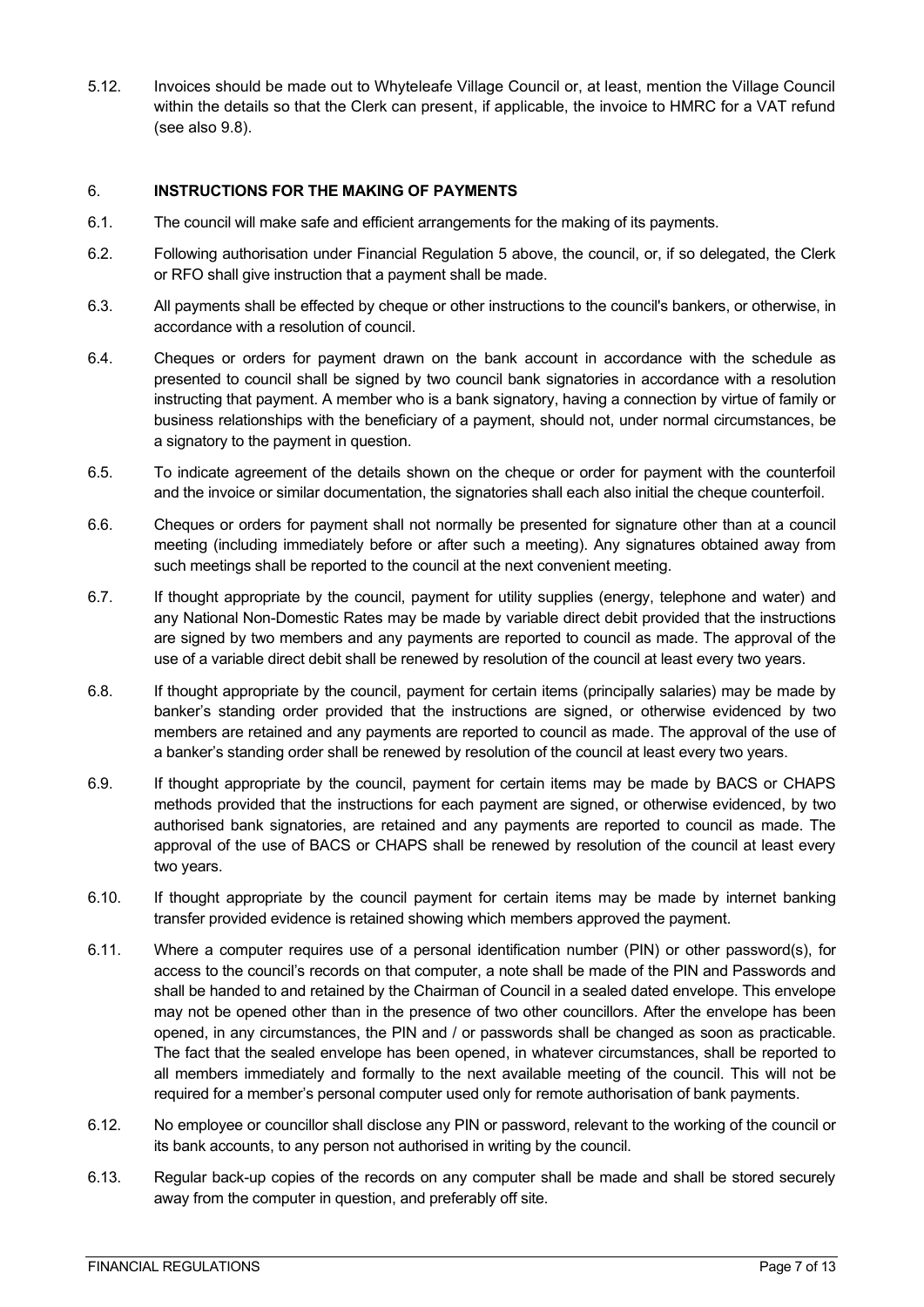5.12. Invoices should be made out to Whyteleafe Village Council or, at least, mention the Village Council within the details so that the Clerk can present, if applicable, the invoice to HMRC for a VAT refund (see also 9.8).

## 6. INSTRUCTIONS FOR THE MAKING OF PAYMENTS

6.1. The council will make safe and efficient arrangements for the making of its payments.

6.2. Following authorisation under Financial Regulation 5 above, the council, or, if so delegated, the Clerk or RFO shall give instruction that a payment shall be made.

6.3. All payments shall be effected by cheque or other instructions to the council's bankers, or otherwise, in accordance with a resolution of council.

6.4. Cheques or orders for payment drawn on the bank account in accordance with the schedule as presented to council shall be signed by two council bank signatories in accordance with a resolution instructing that payment. A member who is a bank signatory, having a connection by virtue of family or business relationships with the beneficiary of a payment, should not, under normal circumstances, be a signatory to the payment in question.

6.5. To indicate agreement of the details shown on the cheque or order for payment with the counterfoil and the invoice or similar documentation, the signatories shall each also initial the cheque counterfoil.

6.6. Cheques or orders for payment shall not normally be presented for signature other than at a council meeting (including immediately before or after such a meeting). Any signatures obtained away from such meetings shall be reported to the council at the next convenient meeting.

6.7. If thought appropriate by the council, payment for utility supplies (energy, telephone and water) and any National Non-Domestic Rates may be made by variable direct debit provided that the instructions are signed by two members and any payments are reported to council as made. The approval of the use of a variable direct debit shall be renewed by resolution of the council at least every two years.

6.8. If thought appropriate by the council, payment for certain items (principally salaries) may be made by banker's standing order provided that the instructions are signed, or otherwise evidenced by two members are retained and any payments are reported to council as made. The approval of the use of a banker's standing order shall be renewed by resolution of the council at least every two years.

6.9. If thought appropriate by the council, payment for certain items may be made by BACS or CHAPS methods provided that the instructions for each payment are signed, or otherwise evidenced, by two authorised bank signatories, are retained and any payments are reported to council as made. The approval of the use of BACS or CHAPS shall be renewed by resolution of the council at least every two years.

6.10. If thought appropriate by the council payment for certain items may be made by internet banking transfer provided evidence is retained showing which members approved the payment.

6.11. Where a computer requires use of a personal identification number (PIN) or other password(s), for access to the council's records on that computer, a note shall be made of the PIN and Passwords and shall be handed to and retained by the Chairman of Council in a sealed dated envelope. This envelope may not be opened other than in the presence of two other councillors. After the envelope has been opened, in any circumstances, the PIN and / or passwords shall be changed as soon as practicable. The fact that the sealed envelope has been opened, in whatever circumstances, shall be reported to all members immediately and formally to the next available meeting of the council. This will not be required for a member's personal computer used only for remote authorisation of bank payments.

6.12. No employee or councillor shall disclose any PIN or password, relevant to the working of the council or its bank accounts, to any person not authorised in writing by the council.

6.13. Regular back-up copies of the records on any computer shall be made and shall be stored securely away from the computer in question, and preferably off site.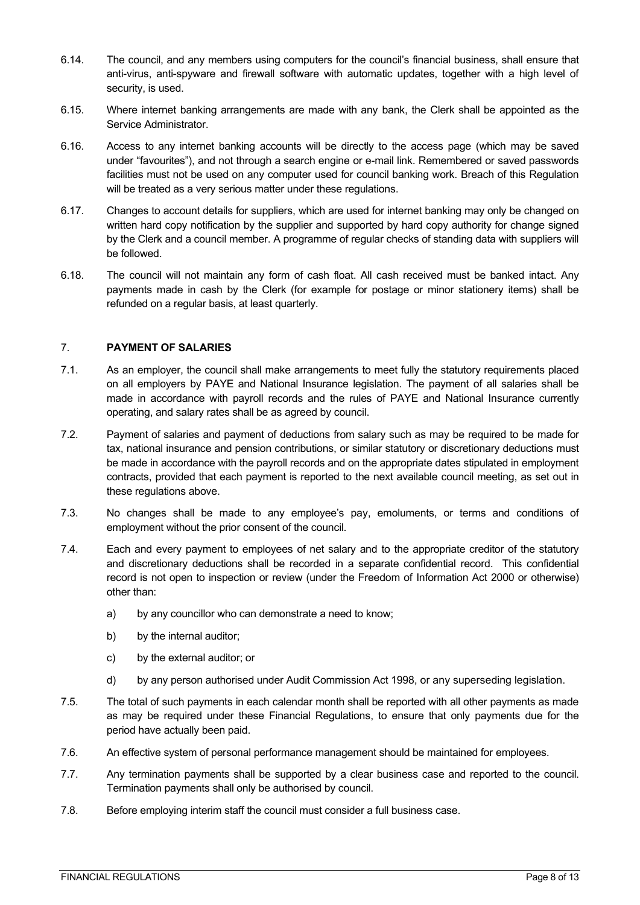6.14. The council, and any members using computers for the council's financial business, shall ensure that anti-virus, anti-spyware and firewall software with automatic updates, together with a high level of security, is used.

6.15. Where internet banking arrangements are made with any bank, the Clerk shall be appointed as the Service Administrator.

6.16. Access to any internet banking accounts will be directly to the access page (which may be saved under "favourites"), and not through a search engine or e-mail link. Remembered or saved passwords facilities must not be used on any computer used for council banking work. Breach of this Regulation will be treated as a very serious matter under these regulations.

6.17. Changes to account details for suppliers, which are used for internet banking may only be changed on written hard copy notification by the supplier and supported by hard copy authority for change signed by the Clerk and a council member. A programme of regular checks of standing data with suppliers will be followed.

6.18. The council will not maintain any form of cash float. All cash received must be banked intact. Any payments made in cash by the Clerk (for example for postage or minor stationery items) shall be refunded on a regular basis, at least quarterly.

## 7. PAYMENT OF SALARIES

7.1. As an employer, the council shall make arrangements to meet fully the statutory requirements placed on all employers by PAYE and National Insurance legislation. The payment of all salaries shall be made in accordance with payroll records and the rules of PAYE and National Insurance currently operating, and salary rates shall be as agreed by council.

7.2. Payment of salaries and payment of deductions from salary such as may be required to be made for tax, national insurance and pension contributions, or similar statutory or discretionary deductions must be made in accordance with the payroll records and on the appropriate dates stipulated in employment contracts, provided that each payment is reported to the next available council meeting, as set out in these regulations above.

7.3. No changes shall be made to any employee's pay, emoluments, or terms and conditions of employment without the prior consent of the council.

7.4. Each and every payment to employees of net salary and to the appropriate creditor of the statutory and discretionary deductions shall be recorded in a separate confidential record. This confidential record is not open to inspection or review (under the Freedom of Information Act 2000 or otherwise) other than:

a) by any councillor who can demonstrate a need to know;

b) by the internal auditor;

c) by the external auditor; or

d) by any person authorised under Audit Commission Act 1998, or any superseding legislation.

7.5. The total of such payments in each calendar month shall be reported with all other payments as made as may be required under these Financial Regulations, to ensure that only payments due for the period have actually been paid.

7.6. An effective system of personal performance management should be maintained for employees.

7.7. Any termination payments shall be supported by a clear business case and reported to the council. Termination payments shall only be authorised by council.

7.8. Before employing interim staff the council must consider a full business case.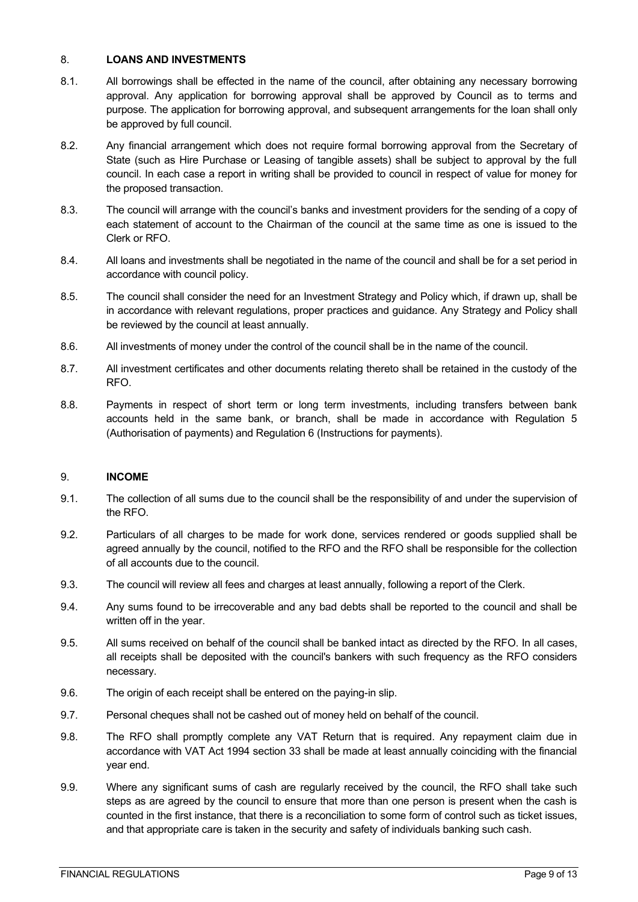## 8. LOANS AND INVESTMENTS

8.1. All borrowings shall be effected in the name of the council, after obtaining any necessary borrowing approval. Any application for borrowing approval shall be approved by Council as to terms and purpose. The application for borrowing approval, and subsequent arrangements for the loan shall only be approved by full council.

8.2. Any financial arrangement which does not require formal borrowing approval from the Secretary of State (such as Hire Purchase or Leasing of tangible assets) shall be subject to approval by the full council. In each case a report in writing shall be provided to council in respect of value for money for the proposed transaction.

8.3. The council will arrange with the council's banks and investment providers for the sending of a copy of each statement of account to the Chairman of the council at the same time as one is issued to the Clerk or RFO.

8.4. All loans and investments shall be negotiated in the name of the council and shall be for a set period in accordance with council policy.

8.5. The council shall consider the need for an Investment Strategy and Policy which, if drawn up, shall be in accordance with relevant regulations, proper practices and guidance. Any Strategy and Policy shall be reviewed by the council at least annually.

8.6. All investments of money under the control of the council shall be in the name of the council.

8.7. All investment certificates and other documents relating thereto shall be retained in the custody of the RFO.

8.8. Payments in respect of short term or long term investments, including transfers between bank accounts held in the same bank, or branch, shall be made in accordance with Regulation 5 (Authorisation of payments) and Regulation 6 (Instructions for payments).

## 9. INCOME

9.1. The collection of all sums due to the council shall be the responsibility of and under the supervision of the RFO.

9.2. Particulars of all charges to be made for work done, services rendered or goods supplied shall be agreed annually by the council, notified to the RFO and the RFO shall be responsible for the collection of all accounts due to the council.

9.3. The council will review all fees and charges at least annually, following a report of the Clerk.

9.4. Any sums found to be irrecoverable and any bad debts shall be reported to the council and shall be written off in the year.

9.5. All sums received on behalf of the council shall be banked intact as directed by the RFO. In all cases, all receipts shall be deposited with the council's bankers with such frequency as the RFO considers necessary.

9.6. The origin of each receipt shall be entered on the paying-in slip.

9.7. Personal cheques shall not be cashed out of money held on behalf of the council.

9.8. The RFO shall promptly complete any VAT Return that is required. Any repayment claim due in accordance with VAT Act 1994 section 33 shall be made at least annually coinciding with the financial year end.

9.9. Where any significant sums of cash are regularly received by the council, the RFO shall take such steps as are agreed by the council to ensure that more than one person is present when the cash is counted in the first instance, that there is a reconciliation to some form of control such as ticket issues, and that appropriate care is taken in the security and safety of individuals banking such cash.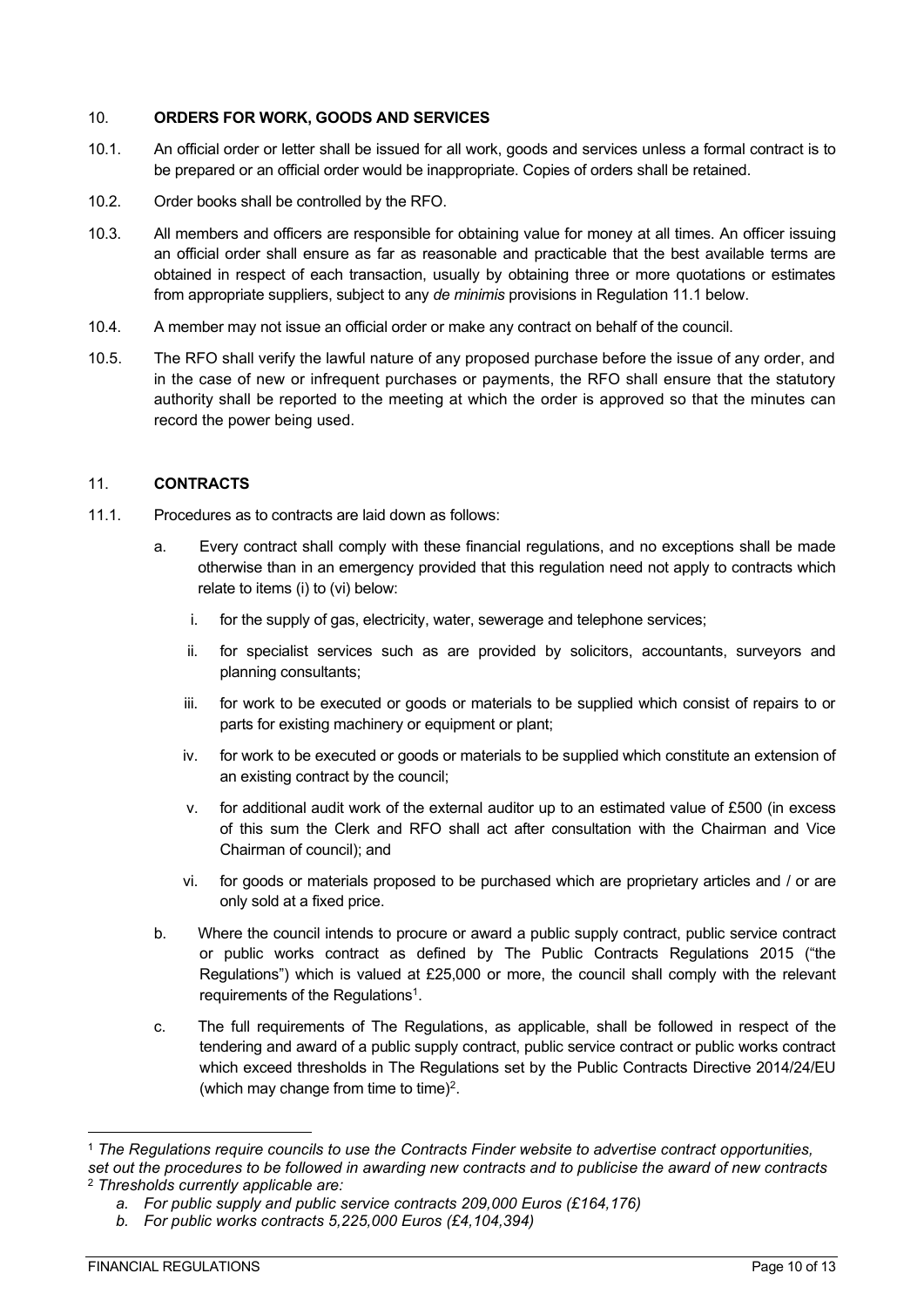## 10. ORDERS FOR WORK, GOODS AND SERVICES

10.1. An official order or letter shall be issued for all work, goods and services unless a formal contract is to be prepared or an official order would be inappropriate. Copies of orders shall be retained.

10.2. Order books shall be controlled by the RFO.

10.3. All members and officers are responsible for obtaining value for money at all times. An officer issuing an official order shall ensure as far as reasonable and practicable that the best available terms are obtained in respect of each transaction, usually by obtaining three or more quotations or estimates from appropriate suppliers, subject to any *de minimis* provisions in Regulation 11.1 below.

10.4. A member may not issue an official order or make any contract on behalf of the council.

10.5. The RFO shall verify the lawful nature of any proposed purchase before the issue of any order, and in the case of new or infrequent purchases or payments, the RFO shall ensure that the statutory authority shall be reported to the meeting at which the order is approved so that the minutes can record the power being used.

## 11. CONTRACTS

11.1. Procedures as to contracts are laid down as follows:

a. Every contract shall comply with these financial regulations, and no exceptions shall be made otherwise than in an emergency provided that this regulation need not apply to contracts which relate to items (i) to (vi) below:

   i. for the supply of gas, electricity, water, sewerage and telephone services;

   ii. for specialist services such as are provided by solicitors, accountants, surveyors and planning consultants;

   iii. for work to be executed or goods or materials to be supplied which consist of repairs to or parts for existing machinery or equipment or plant;

   iv. for work to be executed or goods or materials to be supplied which constitute an extension of an existing contract by the council;

   v. for additional audit work of the external auditor up to an estimated value of £500 (in excess of this sum the Clerk and RFO shall act after consultation with the Chairman and Vice Chairman of council); and

   vi. for goods or materials proposed to be purchased which are proprietary articles and / or are only sold at a fixed price.

b. Where the council intends to procure or award a public supply contract, public service contract or public works contract as defined by The Public Contracts Regulations 2015 ("the Regulations") which is valued at £25,000 or more, the council shall comply with the relevant requirements of the Regulations[1].

c. The full requirements of The Regulations, as applicable, shall be followed in respect of the tendering and award of a public supply contract, public service contract or public works contract which exceed thresholds in The Regulations set by the Public Contracts Directive 2014/24/EU (which may change from time to time)[2].

---

[1] *The Regulations require councils to use the Contracts Finder website to advertise contract opportunities, set out the procedures to be followed in awarding new contracts and to publicise the award of new contracts*

[2] *Thresholds currently applicable are:*

*a. For public supply and public service contracts 209,000 Euros (£164,176)*

*b. For public works contracts 5,225,000 Euros (£4,104,394)*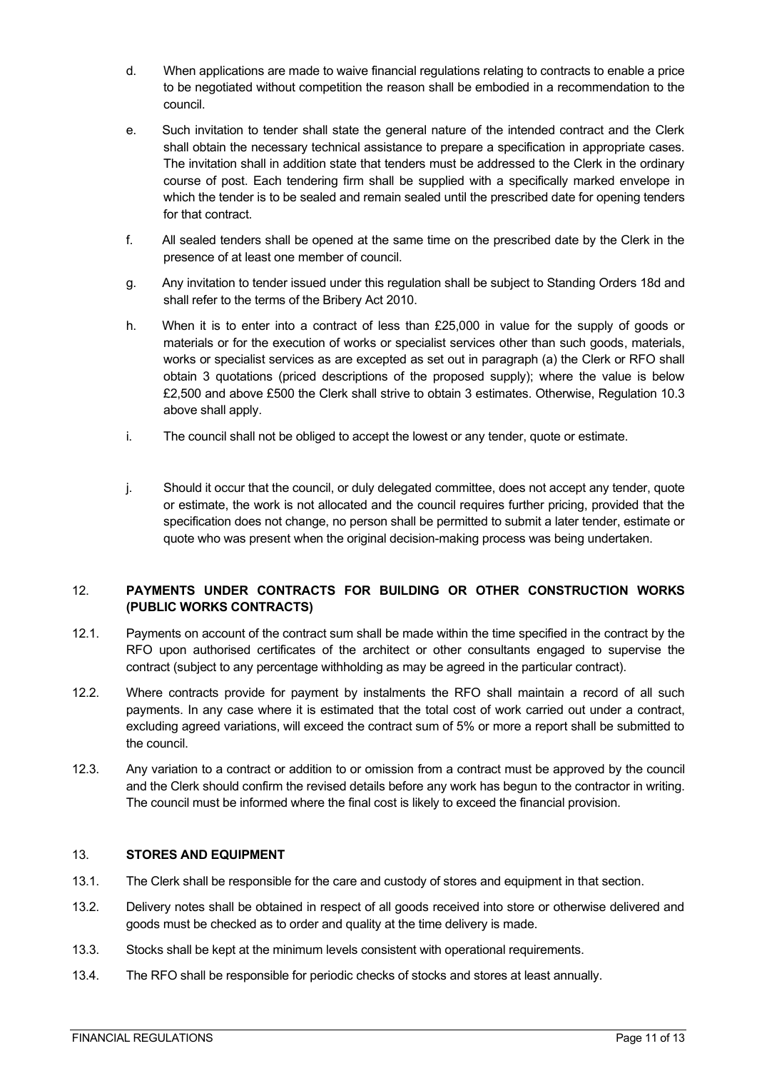d. When applications are made to waive financial regulations relating to contracts to enable a price to be negotiated without competition the reason shall be embodied in a recommendation to the council.

e. Such invitation to tender shall state the general nature of the intended contract and the Clerk shall obtain the necessary technical assistance to prepare a specification in appropriate cases. The invitation shall in addition state that tenders must be addressed to the Clerk in the ordinary course of post. Each tendering firm shall be supplied with a specifically marked envelope in which the tender is to be sealed and remain sealed until the prescribed date for opening tenders for that contract.

f. All sealed tenders shall be opened at the same time on the prescribed date by the Clerk in the presence of at least one member of council.

g. Any invitation to tender issued under this regulation shall be subject to Standing Orders 18d and shall refer to the terms of the Bribery Act 2010.

h. When it is to enter into a contract of less than £25,000 in value for the supply of goods or materials or for the execution of works or specialist services other than such goods, materials, works or specialist services as are excepted as set out in paragraph (a) the Clerk or RFO shall obtain 3 quotations (priced descriptions of the proposed supply); where the value is below £2,500 and above £500 the Clerk shall strive to obtain 3 estimates. Otherwise, Regulation 10.3 above shall apply.

i. The council shall not be obliged to accept the lowest or any tender, quote or estimate.

j. Should it occur that the council, or duly delegated committee, does not accept any tender, quote or estimate, the work is not allocated and the council requires further pricing, provided that the specification does not change, no person shall be permitted to submit a later tender, estimate or quote who was present when the original decision-making process was being undertaken.

## 12. PAYMENTS UNDER CONTRACTS FOR BUILDING OR OTHER CONSTRUCTION WORKS (PUBLIC WORKS CONTRACTS)

12.1. Payments on account of the contract sum shall be made within the time specified in the contract by the RFO upon authorised certificates of the architect or other consultants engaged to supervise the contract (subject to any percentage withholding as may be agreed in the particular contract).

12.2. Where contracts provide for payment by instalments the RFO shall maintain a record of all such payments. In any case where it is estimated that the total cost of work carried out under a contract, excluding agreed variations, will exceed the contract sum of 5% or more a report shall be submitted to the council.

12.3. Any variation to a contract or addition to or omission from a contract must be approved by the council and the Clerk should confirm the revised details before any work has begun to the contractor in writing. The council must be informed where the final cost is likely to exceed the financial provision.

## 13. STORES AND EQUIPMENT

13.1. The Clerk shall be responsible for the care and custody of stores and equipment in that section.

13.2. Delivery notes shall be obtained in respect of all goods received into store or otherwise delivered and goods must be checked as to order and quality at the time delivery is made.

13.3. Stocks shall be kept at the minimum levels consistent with operational requirements.

13.4. The RFO shall be responsible for periodic checks of stocks and stores at least annually.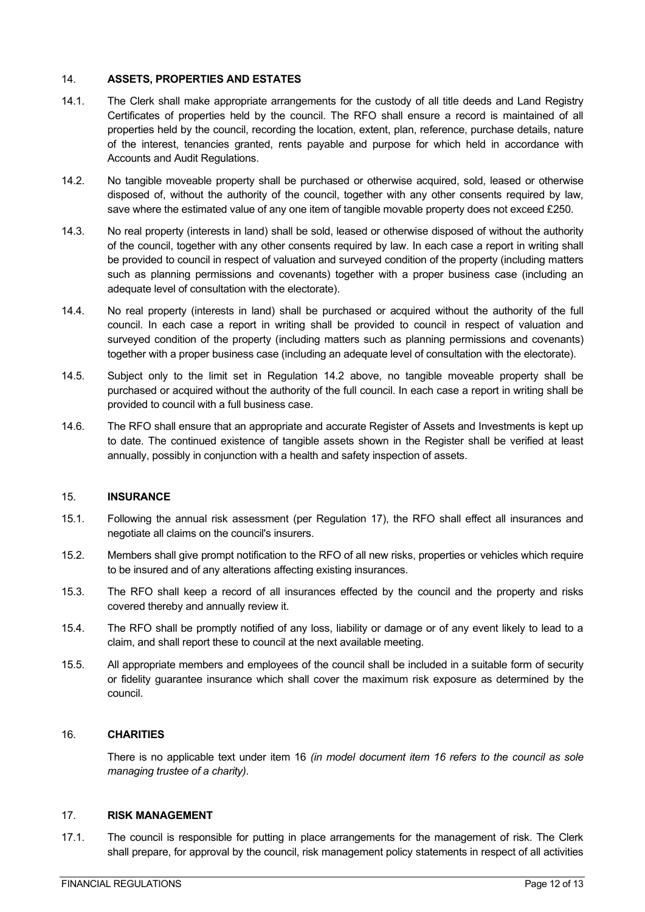## 14. ASSETS, PROPERTIES AND ESTATES

14.1. The Clerk shall make appropriate arrangements for the custody of all title deeds and Land Registry Certificates of properties held by the council. The RFO shall ensure a record is maintained of all properties held by the council, recording the location, extent, plan, reference, purchase details, nature of the interest, tenancies granted, rents payable and purpose for which held in accordance with Accounts and Audit Regulations.

14.2. No tangible moveable property shall be purchased or otherwise acquired, sold, leased or otherwise disposed of, without the authority of the council, together with any other consents required by law, save where the estimated value of any one item of tangible movable property does not exceed £250.

14.3. No real property (interests in land) shall be sold, leased or otherwise disposed of without the authority of the council, together with any other consents required by law. In each case a report in writing shall be provided to council in respect of valuation and surveyed condition of the property (including matters such as planning permissions and covenants) together with a proper business case (including an adequate level of consultation with the electorate).

14.4. No real property (interests in land) shall be purchased or acquired without the authority of the full council. In each case a report in writing shall be provided to council in respect of valuation and surveyed condition of the property (including matters such as planning permissions and covenants) together with a proper business case (including an adequate level of consultation with the electorate).

14.5. Subject only to the limit set in Regulation 14.2 above, no tangible moveable property shall be purchased or acquired without the authority of the full council. In each case a report in writing shall be provided to council with a full business case.

14.6. The RFO shall ensure that an appropriate and accurate Register of Assets and Investments is kept up to date. The continued existence of tangible assets shown in the Register shall be verified at least annually, possibly in conjunction with a health and safety inspection of assets.

## 15. INSURANCE

15.1. Following the annual risk assessment (per Regulation 17), the RFO shall effect all insurances and negotiate all claims on the council's insurers.

15.2. Members shall give prompt notification to the RFO of all new risks, properties or vehicles which require to be insured and of any alterations affecting existing insurances.

15.3. The RFO shall keep a record of all insurances effected by the council and the property and risks covered thereby and annually review it.

15.4. The RFO shall be promptly notified of any loss, liability or damage or of any event likely to lead to a claim, and shall report these to council at the next available meeting.

15.5. All appropriate members and employees of the council shall be included in a suitable form of security or fidelity guarantee insurance which shall cover the maximum risk exposure as determined by the council.

## 16. CHARITIES

There is no applicable text under item 16 *(in model document item 16 refers to the council as sole managing trustee of a charity).*

## 17. RISK MANAGEMENT

17.1. The council is responsible for putting in place arrangements for the management of risk. The Clerk shall prepare, for approval by the council, risk management policy statements in respect of all activities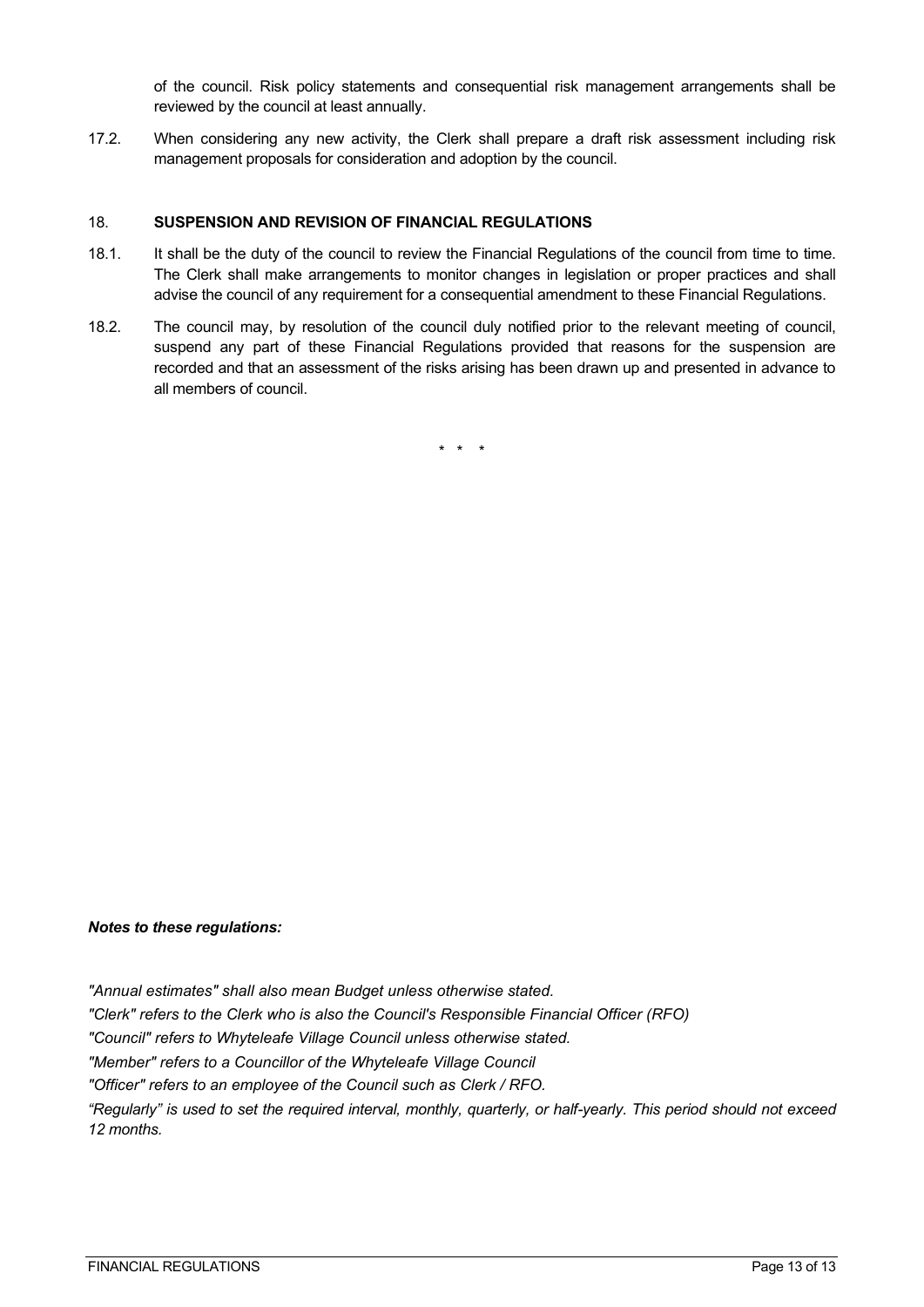of the council. Risk policy statements and consequential risk management arrangements shall be reviewed by the council at least annually.

17.2. When considering any new activity, the Clerk shall prepare a draft risk assessment including risk management proposals for consideration and adoption by the council.

## 18. SUSPENSION AND REVISION OF FINANCIAL REGULATIONS

18.1. It shall be the duty of the council to review the Financial Regulations of the council from time to time. The Clerk shall make arrangements to monitor changes in legislation or proper practices and shall advise the council of any requirement for a consequential amendment to these Financial Regulations.

18.2. The council may, by resolution of the council duly notified prior to the relevant meeting of council, suspend any part of these Financial Regulations provided that reasons for the suspension are recorded and that an assessment of the risks arising has been drawn up and presented in advance to all members of council.

\* \* \*

***Notes to these regulations:***

*"Annual estimates" shall also mean Budget unless otherwise stated.*

*"Clerk" refers to the Clerk who is also the Council's Responsible Financial Officer (RFO)*

*"Council" refers to Whyteleafe Village Council unless otherwise stated.*

*"Member" refers to a Councillor of the Whyteleafe Village Council*

*"Officer" refers to an employee of the Council such as Clerk / RFO.*

*"Regularly" is used to set the required interval, monthly, quarterly, or half-yearly. This period should not exceed 12 months.*